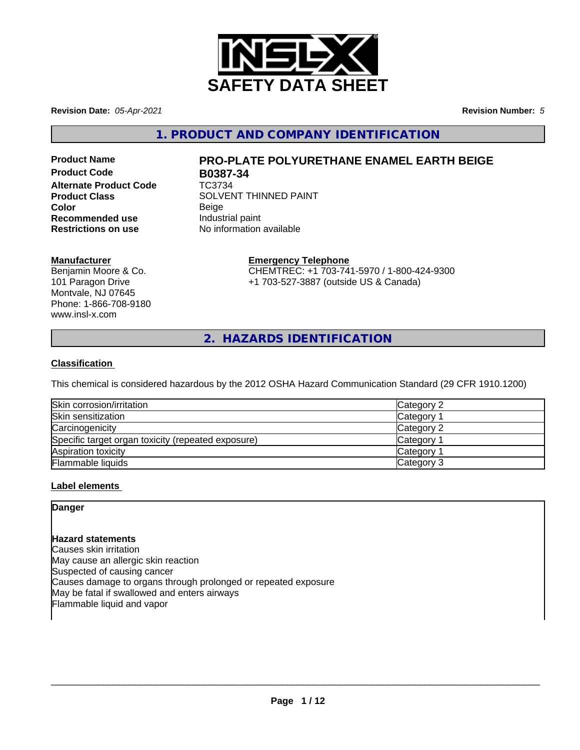# SAFETY DATA SHEET

**Revision Date:** *05-Apr-2021*

**Revision Number:** *5*

## 1. PRODUCT AND COMPANY IDENTIFICATION

**Product Name** PRO-PLATE POLYURETHANE ENAMEL EARTH BEIGE
**Product Code** B0387-34
**Alternate Product Code** TC3734
**Product Class** SOLVENT THINNED PAINT
**Color** Beige
**Recommended use** Industrial paint
**Restrictions on use** No information available

**Manufacturer**
Benjamin Moore & Co.
101 Paragon Drive
Montvale, NJ 07645
Phone: 1-866-708-9180
www.insl-x.com

**Emergency Telephone**
CHEMTREC: +1 703-741-5970 / 1-800-424-9300
+1 703-527-3887 (outside US & Canada)

## 2. HAZARDS IDENTIFICATION

### Classification

This chemical is considered hazardous by the 2012 OSHA Hazard Communication Standard (29 CFR 1910.1200)

| | |
|---|---|
| Skin corrosion/irritation | Category 2 |
| Skin sensitization | Category 1 |
| Carcinogenicity | Category 2 |
| Specific target organ toxicity (repeated exposure) | Category 1 |
| Aspiration toxicity | Category 1 |
| Flammable liquids | Category 3 |

### Label elements

**Danger**

**Hazard statements**
Causes skin irritation
May cause an allergic skin reaction
Suspected of causing cancer
Causes damage to organs through prolonged or repeated exposure
May be fatal if swallowed and enters airways
Flammable liquid and vapor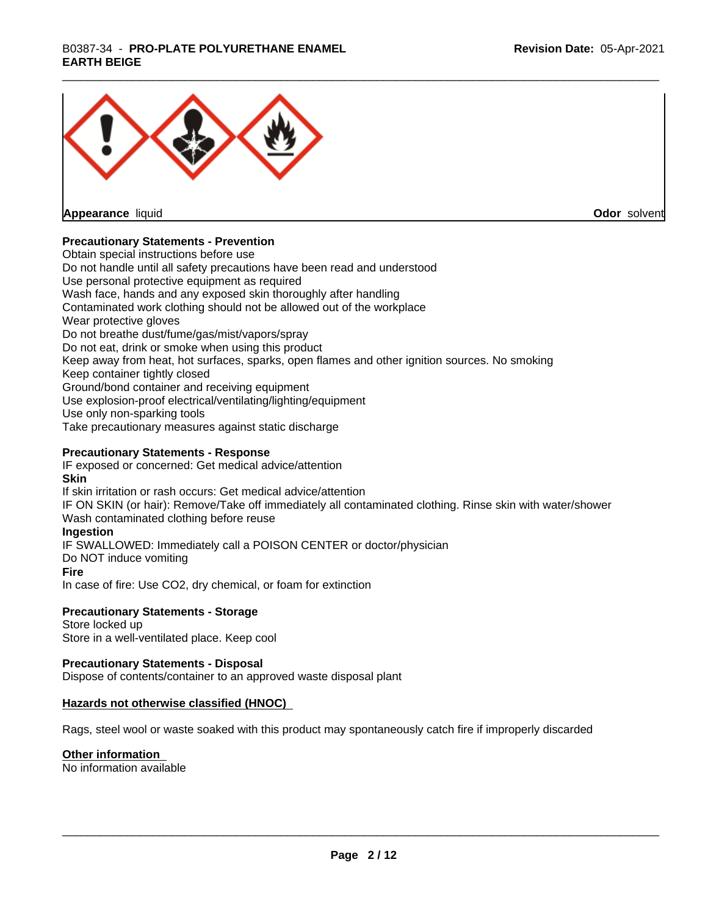**Appearance** liquid **Odor** solvent

**Precautionary Statements - Prevention**

Obtain special instructions before use
Do not handle until all safety precautions have been read and understood
Use personal protective equipment as required
Wash face, hands and any exposed skin thoroughly after handling
Contaminated work clothing should not be allowed out of the workplace
Wear protective gloves
Do not breathe dust/fume/gas/mist/vapors/spray
Do not eat, drink or smoke when using this product
Keep away from heat, hot surfaces, sparks, open flames and other ignition sources. No smoking
Keep container tightly closed
Ground/bond container and receiving equipment
Use explosion-proof electrical/ventilating/lighting/equipment
Use only non-sparking tools
Take precautionary measures against static discharge

**Precautionary Statements - Response**

IF exposed or concerned: Get medical advice/attention

**Skin**

If skin irritation or rash occurs: Get medical advice/attention
IF ON SKIN (or hair): Remove/Take off immediately all contaminated clothing. Rinse skin with water/shower
Wash contaminated clothing before reuse

**Ingestion**

IF SWALLOWED: Immediately call a POISON CENTER or doctor/physician
Do NOT induce vomiting

**Fire**

In case of fire: Use $CO_2$, dry chemical, or foam for extinction

**Precautionary Statements - Storage**

Store locked up
Store in a well-ventilated place. Keep cool

**Precautionary Statements - Disposal**

Dispose of contents/container to an approved waste disposal plant

**Hazards not otherwise classified (HNOC)**

Rags, steel wool or waste soaked with this product may spontaneously catch fire if improperly discarded

**Other information**

No information available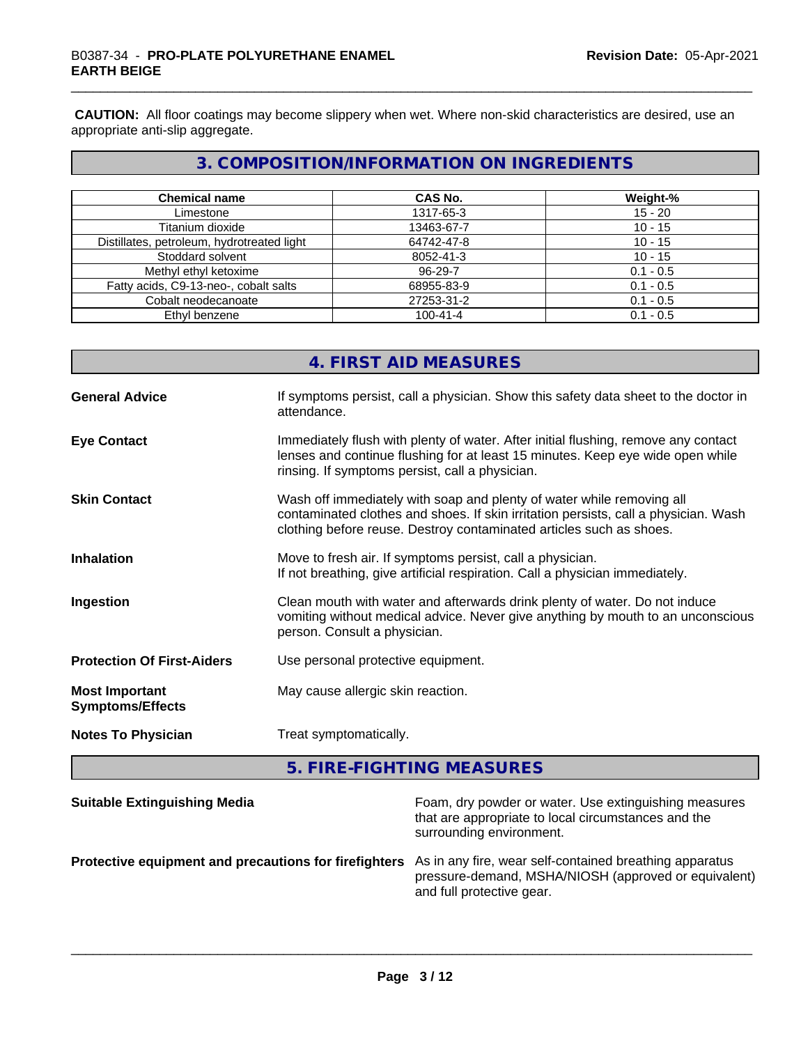**CAUTION:** All floor coatings may become slippery when wet. Where non-skid characteristics are desired, use an appropriate anti-slip aggregate.

## 3. COMPOSITION/INFORMATION ON INGREDIENTS

| Chemical name | CAS No. | Weight-% |
| --- | --- | --- |
| Limestone | 1317-65-3 | 15 - 20 |
| Titanium dioxide | 13463-67-7 | 10 - 15 |
| Distillates, petroleum, hydrotreated light | 64742-47-8 | 10 - 15 |
| Stoddard solvent | 8052-41-3 | 10 - 15 |
| Methyl ethyl ketoxime | 96-29-7 | 0.1 - 0.5 |
| Fatty acids, C9-13-neo-, cobalt salts | 68955-83-9 | 0.1 - 0.5 |
| Cobalt neodecanoate | 27253-31-2 | 0.1 - 0.5 |
| Ethyl benzene | 100-41-4 | 0.1 - 0.5 |

## 4. FIRST AID MEASURES

**General Advice**
If symptoms persist, call a physician. Show this safety data sheet to the doctor in attendance.

**Eye Contact**
Immediately flush with plenty of water. After initial flushing, remove any contact lenses and continue flushing for at least 15 minutes. Keep eye wide open while rinsing. If symptoms persist, call a physician.

**Skin Contact**
Wash off immediately with soap and plenty of water while removing all contaminated clothes and shoes. If skin irritation persists, call a physician. Wash clothing before reuse. Destroy contaminated articles such as shoes.

**Inhalation**
Move to fresh air. If symptoms persist, call a physician.
If not breathing, give artificial respiration. Call a physician immediately.

**Ingestion**
Clean mouth with water and afterwards drink plenty of water. Do not induce vomiting without medical advice. Never give anything by mouth to an unconscious person. Consult a physician.

**Protection Of First-Aiders**
Use personal protective equipment.

**Most Important Symptoms/Effects**
May cause allergic skin reaction.

**Notes To Physician**
Treat symptomatically.

## 5. FIRE-FIGHTING MEASURES

**Suitable Extinguishing Media**
Foam, dry powder or water. Use extinguishing measures that are appropriate to local circumstances and the surrounding environment.

**Protective equipment and precautions for firefighters**
As in any fire, wear self-contained breathing apparatus pressure-demand, MSHA/NIOSH (approved or equivalent) and full protective gear.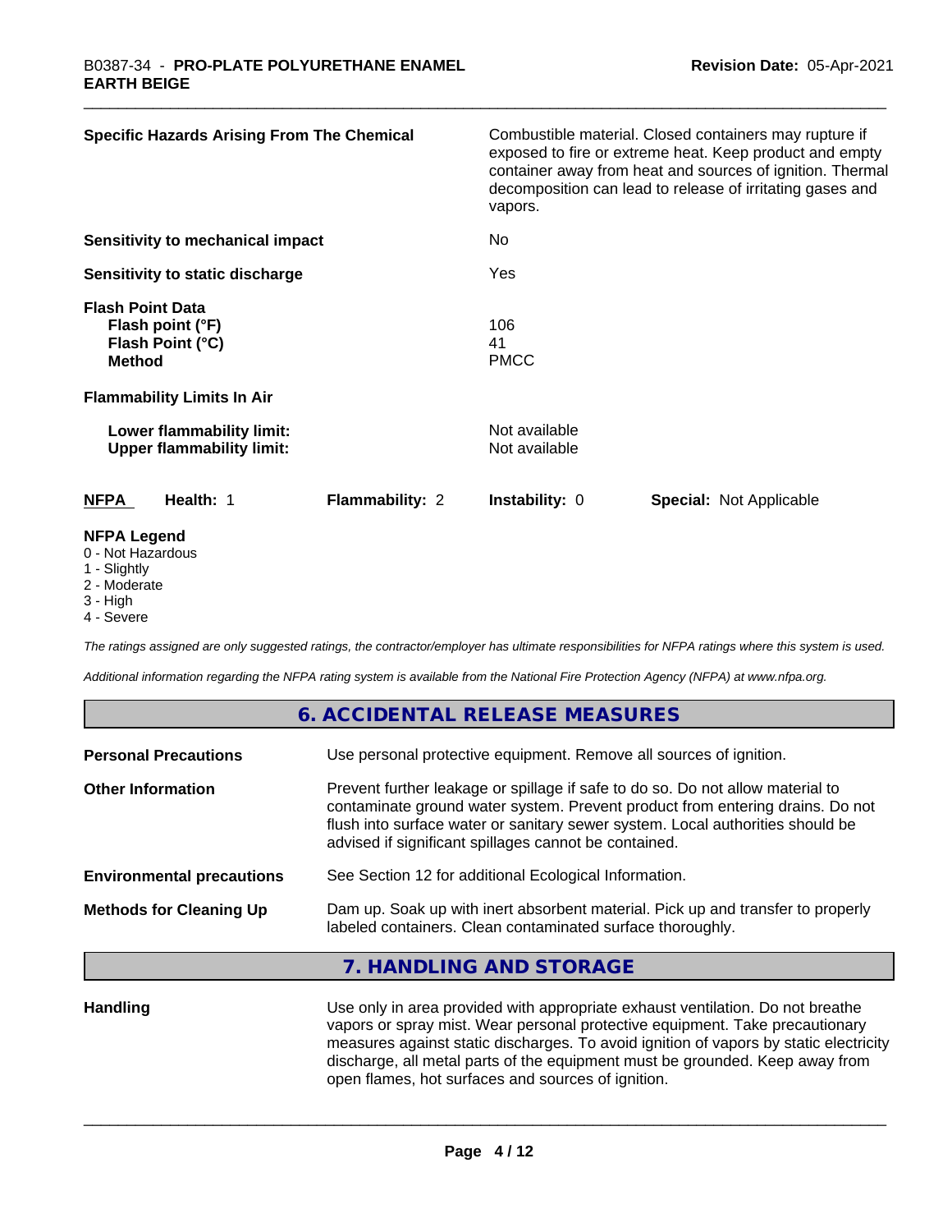| | |
|---|---|
| **Specific Hazards Arising From The Chemical** | Combustible material. Closed containers may rupture if exposed to fire or extreme heat. Keep product and empty container away from heat and sources of ignition. Thermal decomposition can lead to release of irritating gases and vapors. |
| **Sensitivity to mechanical impact** | No |
| **Sensitivity to static discharge** | Yes |

**Flash Point Data**

| | |
|---|---|
| **Flash point (°F)** | 106 |
| **Flash Point (°C)** | 41 |
| **Method** | PMCC |

**Flammability Limits In Air**

| | |
|---|---|
| **Lower flammability limit:** | Not available |
| **Upper flammability limit:** | Not available |

| **NFPA** | **Health:** 1 | **Flammability:** 2 | **Instability:** 0 | **Special:** Not Applicable |
|---|---|---|---|---|

**NFPA Legend**
- 0 - Not Hazardous
- 1 - Slightly
- 2 - Moderate
- 3 - High
- 4 - Severe

*The ratings assigned are only suggested ratings, the contractor/employer has ultimate responsibilities for NFPA ratings where this system is used.*

*Additional information regarding the NFPA rating system is available from the National Fire Protection Agency (NFPA) at www.nfpa.org.*

## 6. ACCIDENTAL RELEASE MEASURES

| | |
|---|---|
| **Personal Precautions** | Use personal protective equipment. Remove all sources of ignition. |
| **Other Information** | Prevent further leakage or spillage if safe to do so. Do not allow material to contaminate ground water system. Prevent product from entering drains. Do not flush into surface water or sanitary sewer system. Local authorities should be advised if significant spillages cannot be contained. |
| **Environmental precautions** | See Section 12 for additional Ecological Information. |
| **Methods for Cleaning Up** | Dam up. Soak up with inert absorbent material. Pick up and transfer to properly labeled containers. Clean contaminated surface thoroughly. |

## 7. HANDLING AND STORAGE

| | |
|---|---|
| **Handling** | Use only in area provided with appropriate exhaust ventilation. Do not breathe vapors or spray mist. Wear personal protective equipment. Take precautionary measures against static discharges. To avoid ignition of vapors by static electricity discharge, all metal parts of the equipment must be grounded. Keep away from open flames, hot surfaces and sources of ignition. |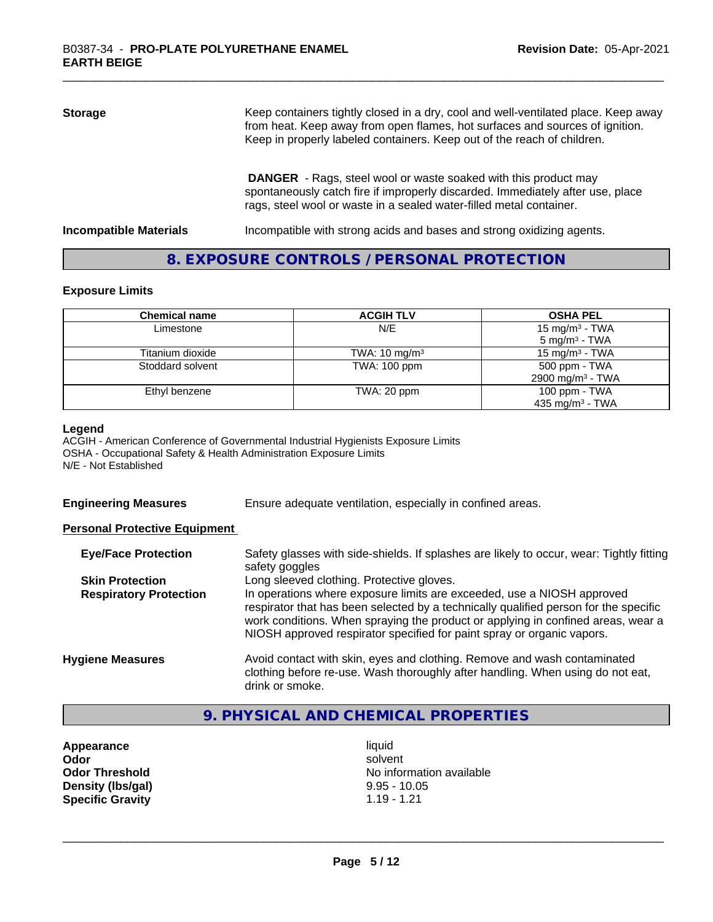**Storage**

Keep containers tightly closed in a dry, cool and well-ventilated place. Keep away from heat. Keep away from open flames, hot surfaces and sources of ignition. Keep in properly labeled containers. Keep out of the reach of children.

**DANGER** - Rags, steel wool or waste soaked with this product may spontaneously catch fire if improperly discarded. Immediately after use, place rags, steel wool or waste in a sealed water-filled metal container.

**Incompatible Materials**

Incompatible with strong acids and bases and strong oxidizing agents.

## 8. EXPOSURE CONTROLS / PERSONAL PROTECTION

### Exposure Limits

| Chemical name | ACGIH TLV | OSHA PEL |
|---|---|---|
| Limestone | N/E | 15 mg/m³ - TWA<br>5 mg/m³ - TWA |
| Titanium dioxide | TWA: 10 mg/m³ | 15 mg/m³ - TWA |
| Stoddard solvent | TWA: 100 ppm | 500 ppm - TWA<br>2900 mg/m³ - TWA |
| Ethyl benzene | TWA: 20 ppm | 100 ppm - TWA<br>435 mg/m³ - TWA |

**Legend**

ACGIH - American Conference of Governmental Industrial Hygienists Exposure Limits
OSHA - Occupational Safety & Health Administration Exposure Limits
N/E - Not Established

**Engineering Measures**

Ensure adequate ventilation, especially in confined areas.

**Personal Protective Equipment**

**Eye/Face Protection**

Safety glasses with side-shields. If splashes are likely to occur, wear: Tightly fitting safety goggles

**Skin Protection**

Long sleeved clothing. Protective gloves.

**Respiratory Protection**

In operations where exposure limits are exceeded, use a NIOSH approved respirator that has been selected by a technically qualified person for the specific work conditions. When spraying the product or applying in confined areas, wear a NIOSH approved respirator specified for paint spray or organic vapors.

**Hygiene Measures**

Avoid contact with skin, eyes and clothing. Remove and wash contaminated clothing before re-use. Wash thoroughly after handling. When using do not eat, drink or smoke.

## 9. PHYSICAL AND CHEMICAL PROPERTIES

| | |
|---|---|
| **Appearance** | liquid |
| **Odor** | solvent |
| **Odor Threshold** | No information available |
| **Density (lbs/gal)** | 9.95 - 10.05 |
| **Specific Gravity** | 1.19 - 1.21 |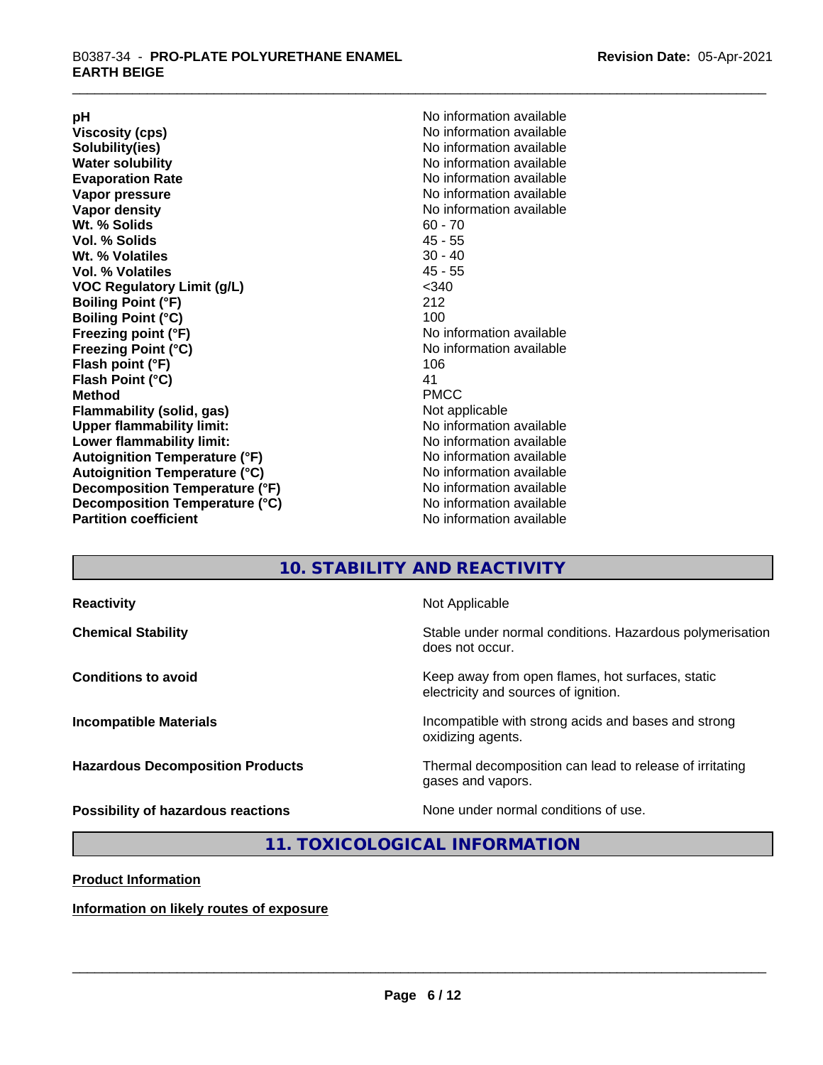| | |
|---|---|
| **pH** | No information available |
| **Viscosity (cps)** | No information available |
| **Solubility(ies)** | No information available |
| **Water solubility** | No information available |
| **Evaporation Rate** | No information available |
| **Vapor pressure** | No information available |
| **Vapor density** | No information available |
| **Wt. % Solids** | 60 - 70 |
| **Vol. % Solids** | 45 - 55 |
| **Wt. % Volatiles** | 30 - 40 |
| **Vol. % Volatiles** | 45 - 55 |
| **VOC Regulatory Limit (g/L)** | <340 |
| **Boiling Point (°F)** | 212 |
| **Boiling Point (°C)** | 100 |
| **Freezing point (°F)** | No information available |
| **Freezing Point (°C)** | No information available |
| **Flash point (°F)** | 106 |
| **Flash Point (°C)** | 41 |
| **Method** | PMCC |
| **Flammability (solid, gas)** | Not applicable |
| **Upper flammability limit:** | No information available |
| **Lower flammability limit:** | No information available |
| **Autoignition Temperature (°F)** | No information available |
| **Autoignition Temperature (°C)** | No information available |
| **Decomposition Temperature (°F)** | No information available |
| **Decomposition Temperature (°C)** | No information available |
| **Partition coefficient** | No information available |

## 10. STABILITY AND REACTIVITY

| | |
|---|---|
| **Reactivity** | Not Applicable |
| **Chemical Stability** | Stable under normal conditions. Hazardous polymerisation does not occur. |
| **Conditions to avoid** | Keep away from open flames, hot surfaces, static electricity and sources of ignition. |
| **Incompatible Materials** | Incompatible with strong acids and bases and strong oxidizing agents. |
| **Hazardous Decomposition Products** | Thermal decomposition can lead to release of irritating gases and vapors. |
| **Possibility of hazardous reactions** | None under normal conditions of use. |

## 11. TOXICOLOGICAL INFORMATION

**Product Information**

**Information on likely routes of exposure**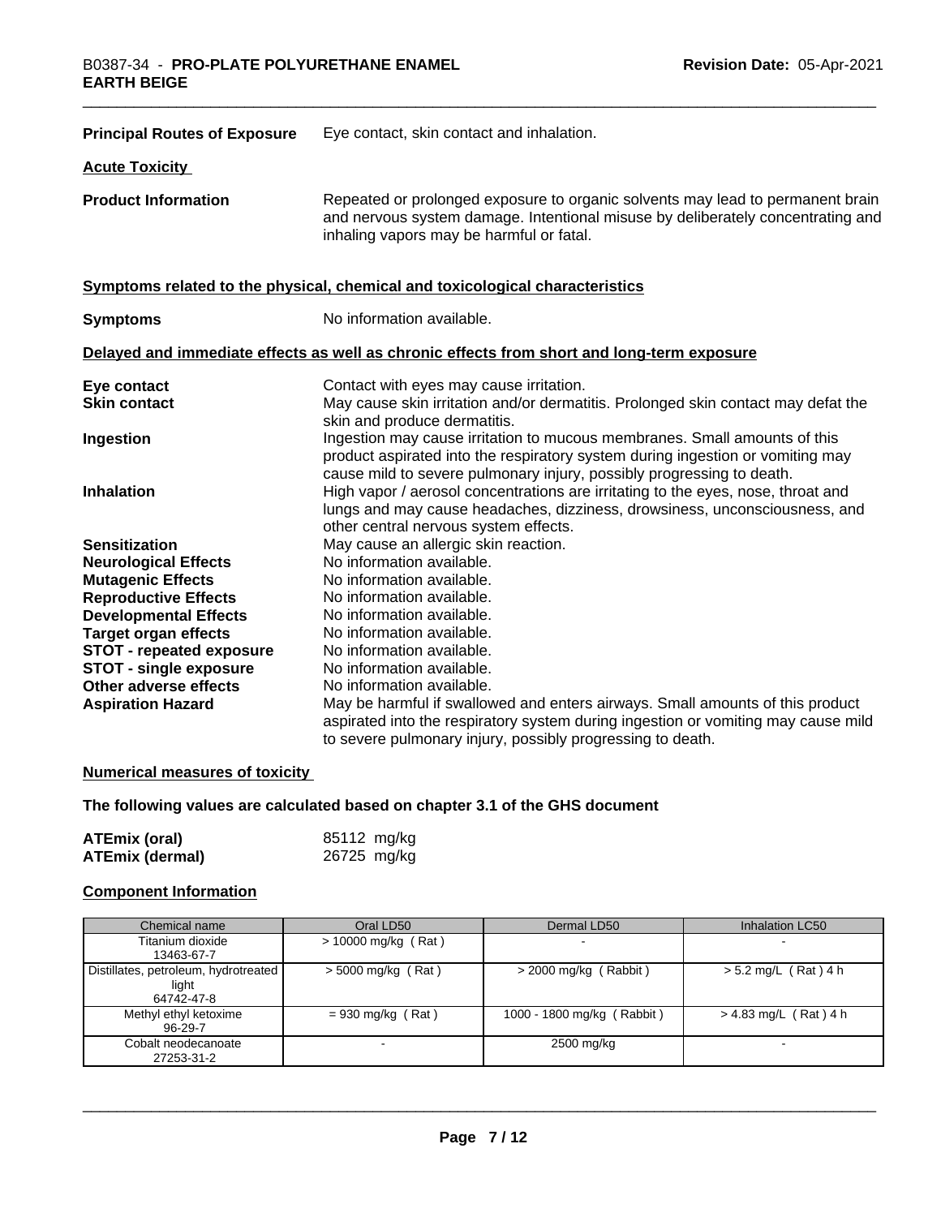**Principal Routes of Exposure** Eye contact, skin contact and inhalation.

**Acute Toxicity**

**Product Information** Repeated or prolonged exposure to organic solvents may lead to permanent brain and nervous system damage. Intentional misuse by deliberately concentrating and inhaling vapors may be harmful or fatal.

**Symptoms related to the physical, chemical and toxicological characteristics**

**Symptoms** No information available.

**Delayed and immediate effects as well as chronic effects from short and long-term exposure**

**Eye contact** Contact with eyes may cause irritation.

**Skin contact** May cause skin irritation and/or dermatitis. Prolonged skin contact may defat the skin and produce dermatitis.

**Ingestion** Ingestion may cause irritation to mucous membranes. Small amounts of this product aspirated into the respiratory system during ingestion or vomiting may cause mild to severe pulmonary injury, possibly progressing to death.

**Inhalation** High vapor / aerosol concentrations are irritating to the eyes, nose, throat and lungs and may cause headaches, dizziness, drowsiness, unconsciousness, and other central nervous system effects.

**Sensitization** May cause an allergic skin reaction.

**Neurological Effects** No information available.

**Mutagenic Effects** No information available.

**Reproductive Effects** No information available.

**Developmental Effects** No information available.

**Target organ effects** No information available.

**STOT - repeated exposure** No information available.

**STOT - single exposure** No information available.

**Other adverse effects** No information available.

**Aspiration Hazard** May be harmful if swallowed and enters airways. Small amounts of this product aspirated into the respiratory system during ingestion or vomiting may cause mild to severe pulmonary injury, possibly progressing to death.

**Numerical measures of toxicity**

**The following values are calculated based on chapter 3.1 of the GHS document**

**ATEmix (oral)** 85112 mg/kg

**ATEmix (dermal)** 26725 mg/kg

**Component Information**

| Chemical name | Oral LD50 | Dermal LD50 | Inhalation LC50 |
| --- | --- | --- | --- |
| Titanium dioxide 13463-67-7 | > 10000 mg/kg ( Rat ) | - | - |
| Distillates, petroleum, hydrotreated light 64742-47-8 | > 5000 mg/kg ( Rat ) | > 2000 mg/kg ( Rabbit ) | > 5.2 mg/L ( Rat ) 4 h |
| Methyl ethyl ketoxime 96-29-7 | = 930 mg/kg ( Rat ) | 1000 - 1800 mg/kg ( Rabbit ) | > 4.83 mg/L ( Rat ) 4 h |
| Cobalt neodecanoate 27253-31-2 | - | 2500 mg/kg | - |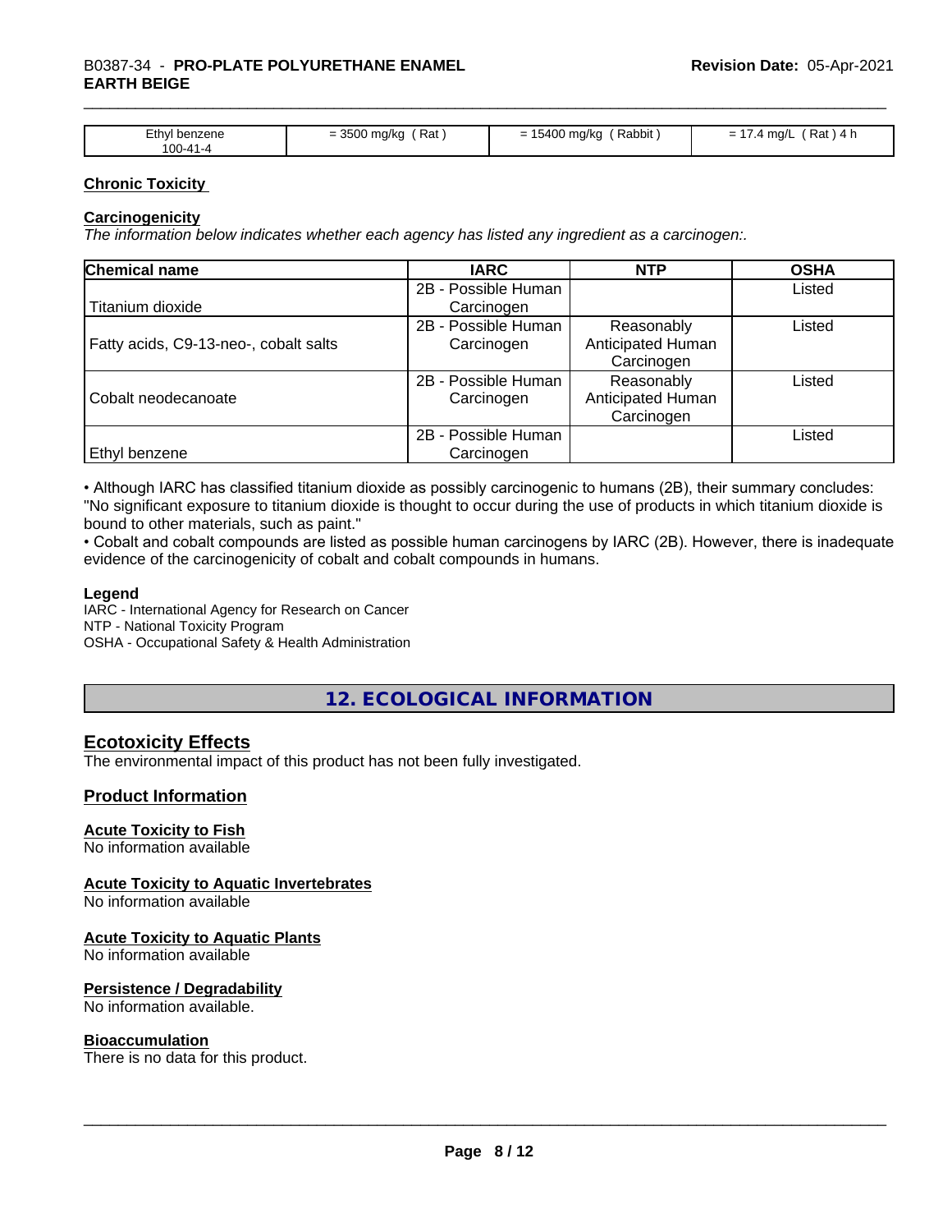| Ethyl benzene 100-41-4 | = 3500 mg/kg ( Rat ) | = 15400 mg/kg ( Rabbit ) | = 17.4 mg/L ( Rat ) 4 h |
|---|---|---|---|

**Chronic Toxicity**

**Carcinogenicity**

*The information below indicates whether each agency has listed any ingredient as a carcinogen:.*

| Chemical name | IARC | NTP | OSHA |
|---|---|---|---|
| Titanium dioxide | 2B - Possible Human Carcinogen | | Listed |
| Fatty acids, C9-13-neo-, cobalt salts | 2B - Possible Human Carcinogen | Reasonably Anticipated Human Carcinogen | Listed |
| Cobalt neodecanoate | 2B - Possible Human Carcinogen | Reasonably Anticipated Human Carcinogen | Listed |
| Ethyl benzene | 2B - Possible Human Carcinogen | | Listed |

• Although IARC has classified titanium dioxide as possibly carcinogenic to humans (2B), their summary concludes: "No significant exposure to titanium dioxide is thought to occur during the use of products in which titanium dioxide is bound to other materials, such as paint."

• Cobalt and cobalt compounds are listed as possible human carcinogens by IARC (2B). However, there is inadequate evidence of the carcinogenicity of cobalt and cobalt compounds in humans.

**Legend**

IARC - International Agency for Research on Cancer
NTP - National Toxicity Program
OSHA - Occupational Safety & Health Administration

## 12. ECOLOGICAL INFORMATION

### Ecotoxicity Effects

The environmental impact of this product has not been fully investigated.

### Product Information

**Acute Toxicity to Fish**

No information available

**Acute Toxicity to Aquatic Invertebrates**

No information available

**Acute Toxicity to Aquatic Plants**

No information available

**Persistence / Degradability**

No information available.

**Bioaccumulation**

There is no data for this product.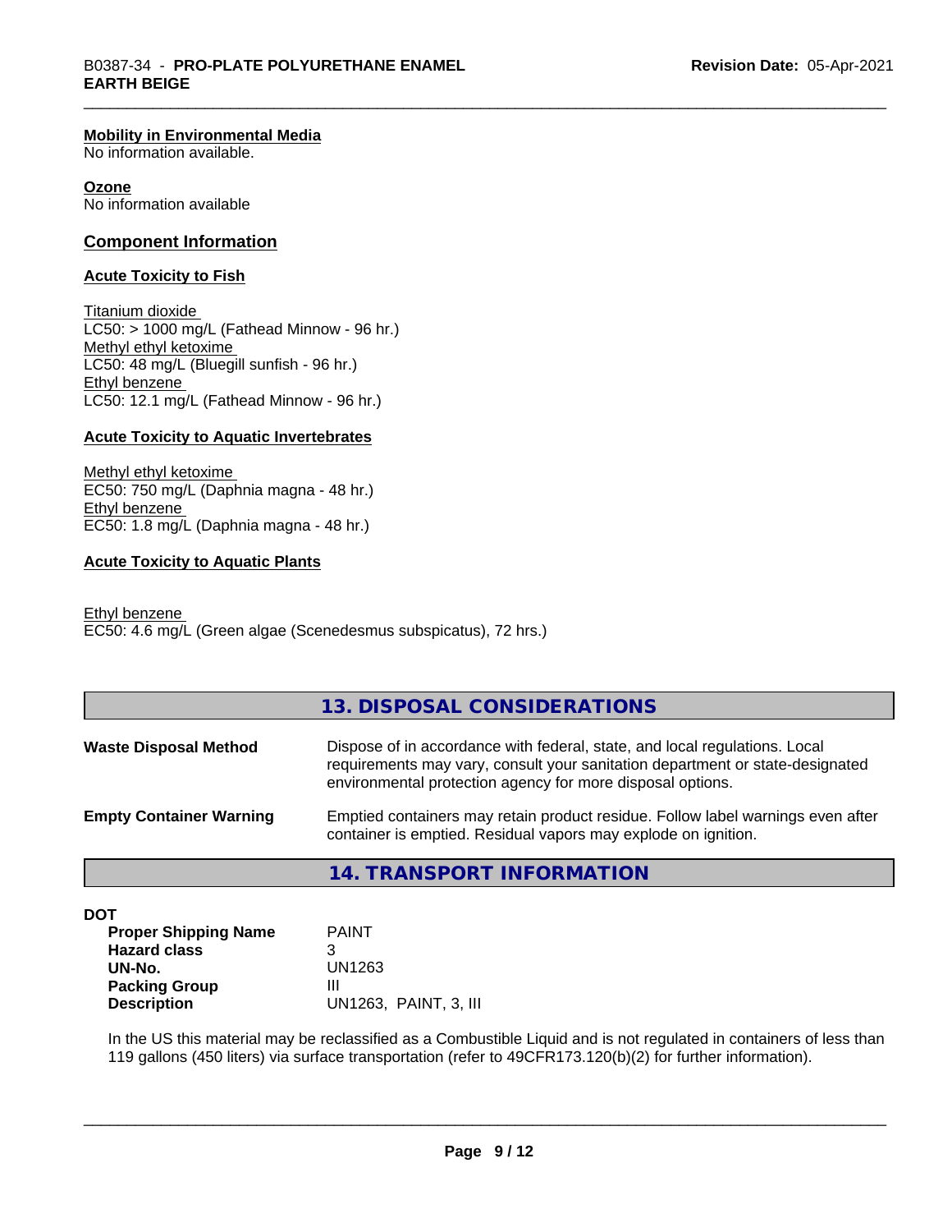#### Mobility in Environmental Media

No information available.

#### Ozone

No information available

### Component Information

#### Acute Toxicity to Fish

Titanium dioxide
LC50: > 1000 mg/L (Fathead Minnow - 96 hr.)
Methyl ethyl ketoxime
LC50: 48 mg/L (Bluegill sunfish - 96 hr.)
Ethyl benzene
LC50: 12.1 mg/L (Fathead Minnow - 96 hr.)

#### Acute Toxicity to Aquatic Invertebrates

Methyl ethyl ketoxime
EC50: 750 mg/L (Daphnia magna - 48 hr.)
Ethyl benzene
EC50: 1.8 mg/L (Daphnia magna - 48 hr.)

#### Acute Toxicity to Aquatic Plants

Ethyl benzene
EC50: 4.6 mg/L (Green algae (Scenedesmus subspicatus), 72 hrs.)

## 13. DISPOSAL CONSIDERATIONS

**Waste Disposal Method**: Dispose of in accordance with federal, state, and local regulations. Local requirements may vary, consult your sanitation department or state-designated environmental protection agency for more disposal options.

**Empty Container Warning**: Emptied containers may retain product residue. Follow label warnings even after container is emptied. Residual vapors may explode on ignition.

## 14. TRANSPORT INFORMATION

**DOT**

| | |
|---|---|
| **Proper Shipping Name** | PAINT |
| **Hazard class** | 3 |
| **UN-No.** | UN1263 |
| **Packing Group** | III |
| **Description** | UN1263, PAINT, 3, III |

In the US this material may be reclassified as a Combustible Liquid and is not regulated in containers of less than 119 gallons (450 liters) via surface transportation (refer to 49CFR173.120(b)(2) for further information).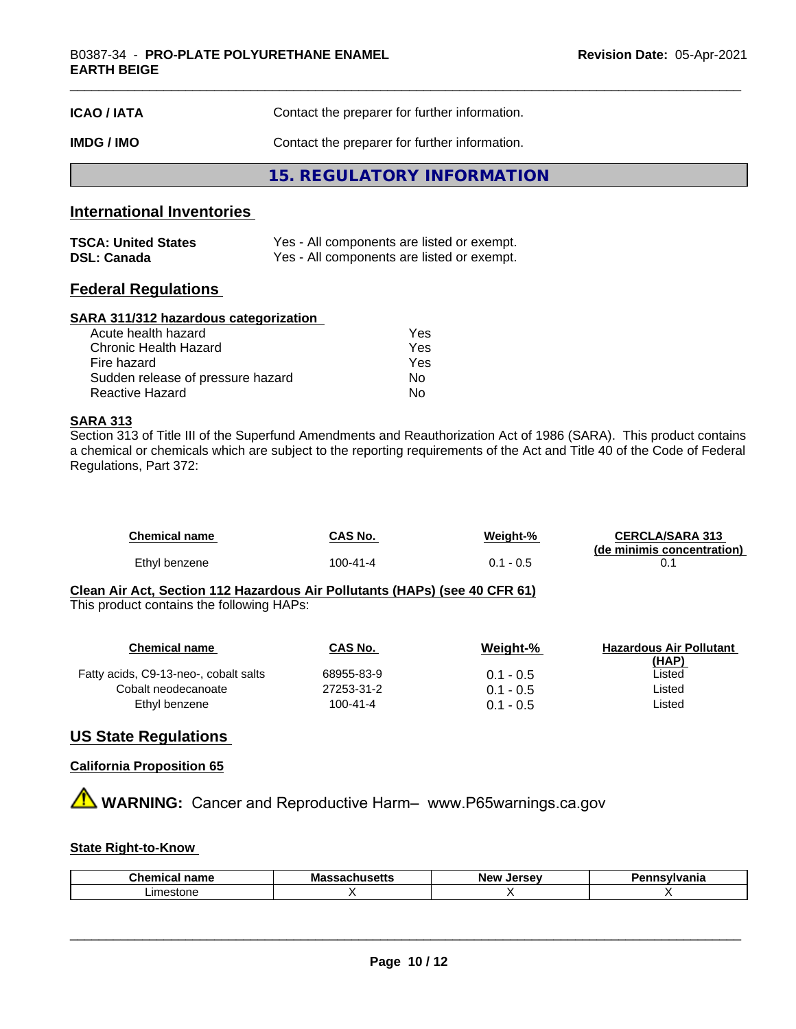| | |
|---|---|
| **ICAO / IATA** | Contact the preparer for further information. |
| **IMDG / IMO** | Contact the preparer for further information. |

## 15. REGULATORY INFORMATION

### International Inventories

| | |
|---|---|
| **TSCA: United States** | Yes - All components are listed or exempt. |
| **DSL: Canada** | Yes - All components are listed or exempt. |

### Federal Regulations

**SARA 311/312 hazardous categorization**

| | |
|---|---|
| Acute health hazard | Yes |
| Chronic Health Hazard | Yes |
| Fire hazard | Yes |
| Sudden release of pressure hazard | No |
| Reactive Hazard | No |

**SARA 313**

Section 313 of Title III of the Superfund Amendments and Reauthorization Act of 1986 (SARA). This product contains a chemical or chemicals which are subject to the reporting requirements of the Act and Title 40 of the Code of Federal Regulations, Part 372:

| Chemical name | CAS No. | Weight-% | CERCLA/SARA 313 (de minimis concentration) |
|---|---|---|---|
| Ethyl benzene | 100-41-4 | 0.1 - 0.5 | 0.1 |

**Clean Air Act, Section 112 Hazardous Air Pollutants (HAPs) (see 40 CFR 61)**

This product contains the following HAPs:

| Chemical name | CAS No. | Weight-% | Hazardous Air Pollutant (HAP) |
|---|---|---|---|
| Fatty acids, C9-13-neo-, cobalt salts | 68955-83-9 | 0.1 - 0.5 | Listed |
| Cobalt neodecanoate | 27253-31-2 | 0.1 - 0.5 | Listed |
| Ethyl benzene | 100-41-4 | 0.1 - 0.5 | Listed |

### US State Regulations

**California Proposition 65**

⚠ **WARNING:** Cancer and Reproductive Harm– www.P65warnings.ca.gov

**State Right-to-Know**

| Chemical name | Massachusetts | New Jersey | Pennsylvania |
|---|---|---|---|
| Limestone | X | X | X |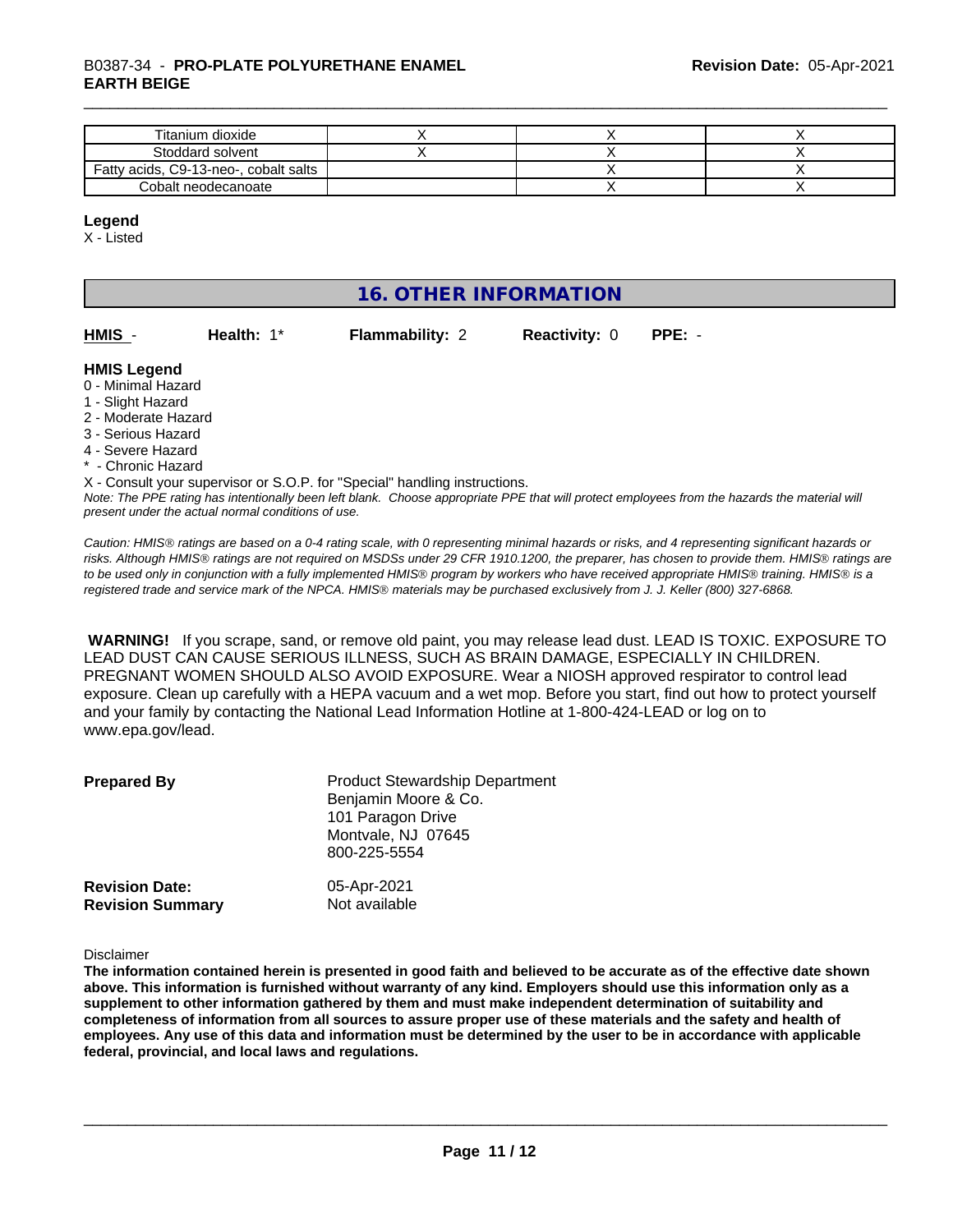| | | | |
|---|---|---|---|
| Titanium dioxide | X | X | X |
| Stoddard solvent | X | X | X |
| Fatty acids, C9-13-neo-, cobalt salts | | X | X |
| Cobalt neodecanoate | | X | X |

**Legend**

X - Listed

## 16. OTHER INFORMATION

**HMIS** - **Health:** 1* **Flammability:** 2 **Reactivity:** 0 **PPE:** -

**HMIS Legend**

0 - Minimal Hazard
1 - Slight Hazard
2 - Moderate Hazard
3 - Serious Hazard
4 - Severe Hazard
* - Chronic Hazard
X - Consult your supervisor or S.O.P. for "Special" handling instructions.

*Note: The PPE rating has intentionally been left blank. Choose appropriate PPE that will protect employees from the hazards the material will present under the actual normal conditions of use.*

*Caution: HMIS® ratings are based on a 0-4 rating scale, with 0 representing minimal hazards or risks, and 4 representing significant hazards or risks. Although HMIS® ratings are not required on MSDSs under 29 CFR 1910.1200, the preparer, has chosen to provide them. HMIS® ratings are to be used only in conjunction with a fully implemented HMIS® program by workers who have received appropriate HMIS® training. HMIS® is a registered trade and service mark of the NPCA. HMIS® materials may be purchased exclusively from J. J. Keller (800) 327-6868.*

**WARNING!** If you scrape, sand, or remove old paint, you may release lead dust. LEAD IS TOXIC. EXPOSURE TO LEAD DUST CAN CAUSE SERIOUS ILLNESS, SUCH AS BRAIN DAMAGE, ESPECIALLY IN CHILDREN. PREGNANT WOMEN SHOULD ALSO AVOID EXPOSURE. Wear a NIOSH approved respirator to control lead exposure. Clean up carefully with a HEPA vacuum and a wet mop. Before you start, find out how to protect yourself and your family by contacting the National Lead Information Hotline at 1-800-424-LEAD or log on to www.epa.gov/lead.

**Prepared By**
Product Stewardship Department
Benjamin Moore & Co.
101 Paragon Drive
Montvale, NJ 07645
800-225-5554

**Revision Date:** 05-Apr-2021
**Revision Summary** Not available

Disclaimer

**The information contained herein is presented in good faith and believed to be accurate as of the effective date shown above. This information is furnished without warranty of any kind. Employers should use this information only as a supplement to other information gathered by them and must make independent determination of suitability and completeness of information from all sources to assure proper use of these materials and the safety and health of employees. Any use of this data and information must be determined by the user to be in accordance with applicable federal, provincial, and local laws and regulations.**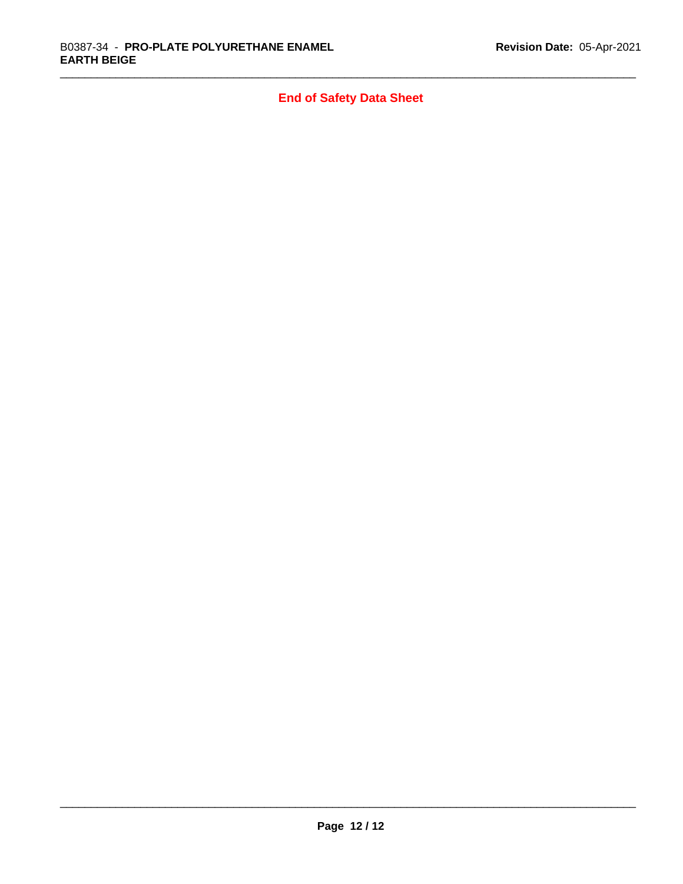**End of Safety Data Sheet**